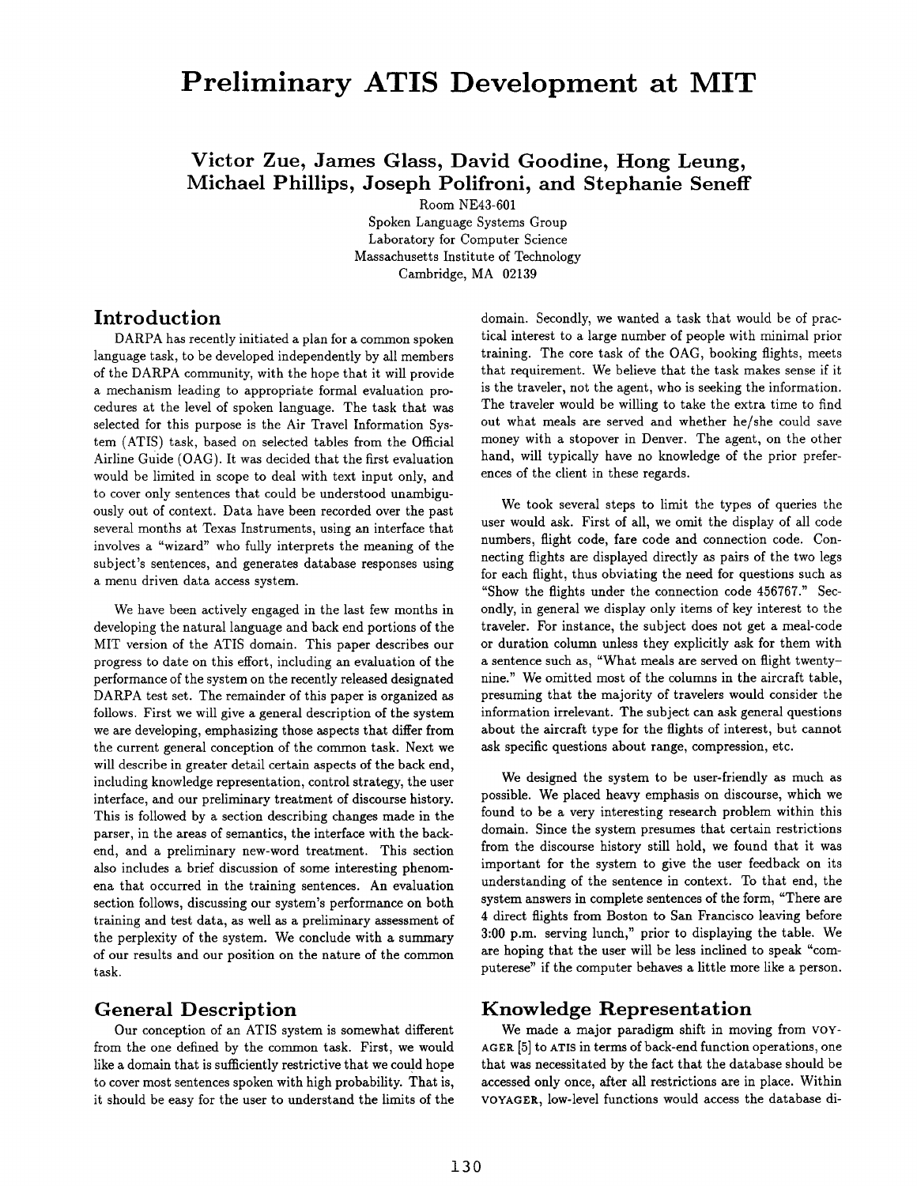# Preliminary ATIS Development at MIT

**Victor Zue, James Glass, David Goodine, Hong Leung, Michael Phillips, Joseph Polifroni, and Stephanie Seneff**

Room NE43-601
Spoken Language Systems Group
Laboratory for Computer Science
Massachusetts Institute of Technology
Cambridge, MA 02139

## Introduction

DARPA has recently initiated a plan for a common spoken language task, to be developed independently by all members of the DARPA community, with the hope that it will provide a mechanism leading to appropriate formal evaluation procedures at the level of spoken language. The task that was selected for this purpose is the Air Travel Information System (ATIS) task, based on selected tables from the Official Airline Guide (OAG). It was decided that the first evaluation would be limited in scope to deal with text input only, and to cover only sentences that could be understood unambiguously out of context. Data have been recorded over the past several months at Texas Instruments, using an interface that involves a "wizard" who fully interprets the meaning of the subject's sentences, and generates database responses using a menu driven data access system.

We have been actively engaged in the last few months in developing the natural language and back end portions of the MIT version of the ATIS domain. This paper describes our progress to date on this effort, including an evaluation of the performance of the system on the recently released designated DARPA test set. The remainder of this paper is organized as follows. First we will give a general description of the system we are developing, emphasizing those aspects that differ from the current general conception of the common task. Next we will describe in greater detail certain aspects of the back end, including knowledge representation, control strategy, the user interface, and our preliminary treatment of discourse history. This is followed by a section describing changes made in the parser, in the areas of semantics, the interface with the back-end, and a preliminary new-word treatment. This section also includes a brief discussion of some interesting phenomena that occurred in the training sentences. An evaluation section follows, discussing our system's performance on both training and test data, as well as a preliminary assessment of the perplexity of the system. We conclude with a summary of our results and our position on the nature of the common task.

## General Description

Our conception of an ATIS system is somewhat different from the one defined by the common task. First, we would like a domain that is sufficiently restrictive that we could hope to cover most sentences spoken with high probability. That is, it should be easy for the user to understand the limits of the domain. Secondly, we wanted a task that would be of practical interest to a large number of people with minimal prior training. The core task of the OAG, booking flights, meets that requirement. We believe that the task makes sense if it is the traveler, not the agent, who is seeking the information. The traveler would be willing to take the extra time to find out what meals are served and whether he/she could save money with a stopover in Denver. The agent, on the other hand, will typically have no knowledge of the prior preferences of the client in these regards.

We took several steps to limit the types of queries the user would ask. First of all, we omit the display of all code numbers, flight code, fare code and connection code. Connecting flights are displayed directly as pairs of the two legs for each flight, thus obviating the need for questions such as "Show the flights under the connection code 456767." Secondly, in general we display only items of key interest to the traveler. For instance, the subject does not get a meal-code or duration column unless they explicitly ask for them with a sentence such as, "What meals are served on flight twenty-nine." We omitted most of the columns in the aircraft table, presuming that the majority of travelers would consider the information irrelevant. The subject can ask general questions about the aircraft type for the flights of interest, but cannot ask specific questions about range, compression, etc.

We designed the system to be user-friendly as much as possible. We placed heavy emphasis on discourse, which we found to be a very interesting research problem within this domain. Since the system presumes that certain restrictions from the discourse history still hold, we found that it was important for the system to give the user feedback on its understanding of the sentence in context. To that end, the system answers in complete sentences of the form, "There are 4 direct flights from Boston to San Francisco leaving before 3:00 p.m. serving lunch," prior to displaying the table. We are hoping that the user will be less inclined to speak "computerese" if the computer behaves a little more like a person.

## Knowledge Representation

We made a major paradigm shift in moving from VOYAGER [5] to ATIS in terms of back-end function operations, one that was necessitated by the fact that the database should be accessed only once, after all restrictions are in place. Within VOYAGER, low-level functions would access the database di-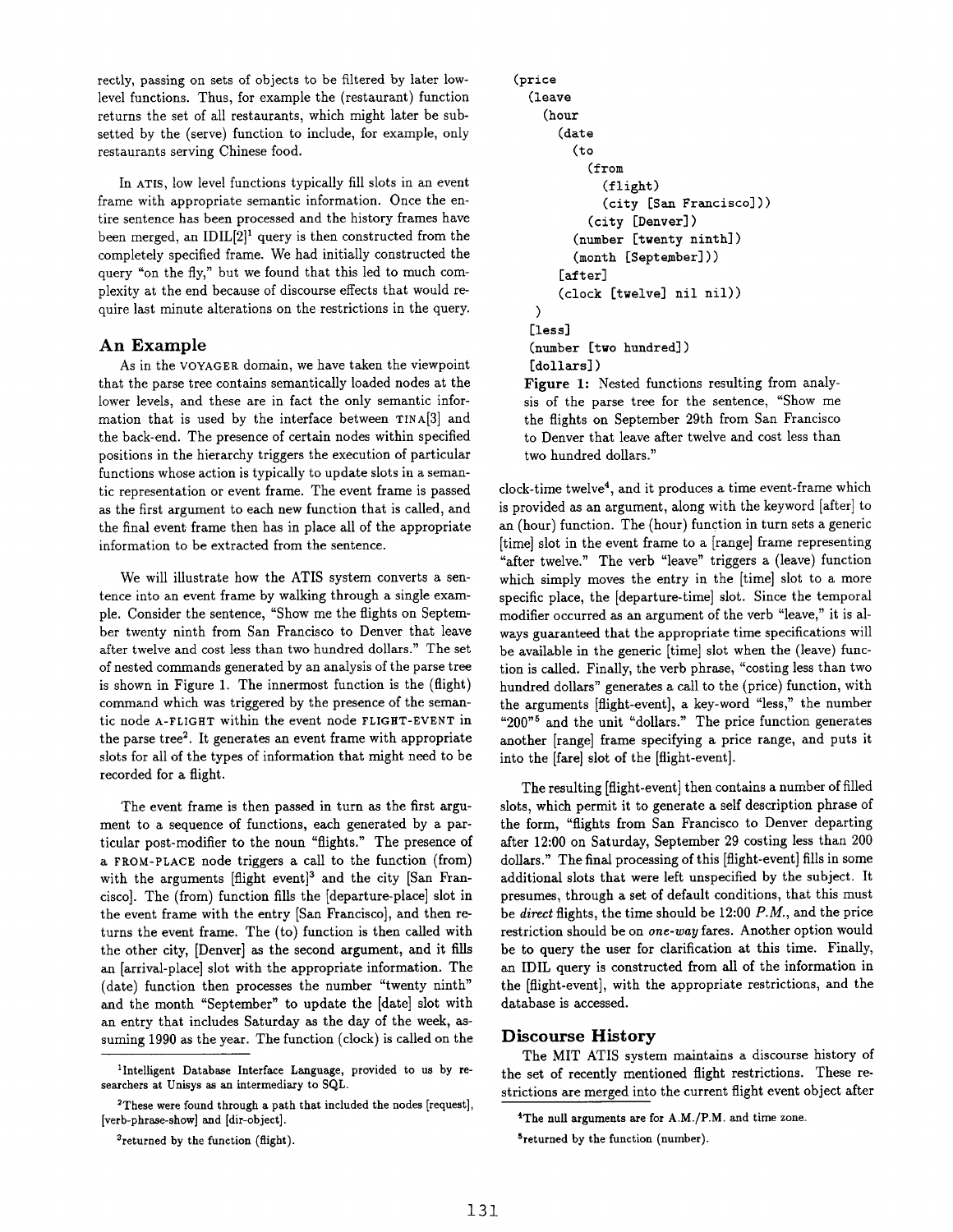rectly, passing on sets of objects to be filtered by later low-level functions. Thus, for example the (restaurant) function returns the set of all restaurants, which might later be subsetted by the (serve) function to include, for example, only restaurants serving Chinese food.

In ATIS, low level functions typically fill slots in an event frame with appropriate semantic information. Once the entire sentence has been processed and the history frames have been merged, an IDIL[2][1] query is then constructed from the completely specified frame. We had initially constructed the query "on the fly," but we found that this led to much complexity at the end because of discourse effects that would require last minute alterations on the restrictions in the query.

## An Example

As in the VOYAGER domain, we have taken the viewpoint that the parse tree contains semantically loaded nodes at the lower levels, and these are in fact the only semantic information that is used by the interface between TINA[3] and the back-end. The presence of certain nodes within specified positions in the hierarchy triggers the execution of particular functions whose action is typically to update slots in a semantic representation or event frame. The event frame is passed as the first argument to each new function that is called, and the final event frame then has in place all of the appropriate information to be extracted from the sentence.

We will illustrate how the ATIS system converts a sentence into an event frame by walking through a single example. Consider the sentence, "Show me the flights on September twenty ninth from San Francisco to Denver that leave after twelve and cost less than two hundred dollars." The set of nested commands generated by an analysis of the parse tree is shown in Figure 1. The innermost function is the (flight) command which was triggered by the presence of the semantic node A-FLIGHT within the event node FLIGHT-EVENT in the parse tree[2]. It generates an event frame with appropriate slots for all of the types of information that might need to be recorded for a flight.

The event frame is then passed in turn as the first argument to a sequence of functions, each generated by a particular post-modifier to the noun "flights." The presence of a FROM-PLACE node triggers a call to the function (from) with the arguments [flight event][3] and the city [San Francisco]. The (from) function fills the [departure-place] slot in the event frame with the entry [San Francisco], and then returns the event frame. The (to) function is then called with the other city, [Denver] as the second argument, and it fills an [arrival-place] slot with the appropriate information. The (date) function then processes the number "twenty ninth" and the month "September" to update the [date] slot with an entry that includes Saturday as the day of the week, assuming 1990 as the year. The function (clock) is called on the clock-time twelve[4], and it produces a time event-frame which is provided as an argument, along with the keyword [after] to an (hour) function. The (hour) function in turn sets a generic [time] slot in the event frame to a [range] frame representing "after twelve." The verb "leave" triggers a (leave) function which simply moves the entry in the [time] slot to a more specific place, the [departure-time] slot. Since the temporal modifier occurred as an argument of the verb "leave," it is always guaranteed that the appropriate time specifications will be available in the generic [time] slot when the (leave) function is called. Finally, the verb phrase, "costing less than two hundred dollars" generates a call to the (price) function, with the arguments [flight-event], a key-word "less," the number "200"[5] and the unit "dollars." The price function generates another [range] frame specifying a price range, and puts it into the [fare] slot of the [flight-event].

```
(price
  (leave
    (hour
      (date
        (to
          (from
            (flight)
            (city [San Francisco]))
          (city [Denver])
        (number [twenty ninth])
        (month [September]))
      [after]
      (clock [twelve] nil nil))
  )
  [less]
  (number [two hundred])
  [dollars])
```

**Figure 1:** Nested functions resulting from analysis of the parse tree for the sentence, "Show me the flights on September 29th from San Francisco to Denver that leave after twelve and cost less than two hundred dollars."

The resulting [flight-event] then contains a number of filled slots, which permit it to generate a self description phrase of the form, "flights from San Francisco to Denver departing after 12:00 on Saturday, September 29 costing less than 200 dollars." The final processing of this [flight-event] fills in some additional slots that were left unspecified by the subject. It presumes, through a set of default conditions, that this must be *direct* flights, the time should be 12:00 *P.M.*, and the price restriction should be on *one-way* fares. Another option would be to query the user for clarification at this time. Finally, an IDIL query is constructed from all of the information in the [flight-event], with the appropriate restrictions, and the database is accessed.

## Discourse History

The MIT ATIS system maintains a discourse history of the set of recently mentioned flight restrictions. These restrictions are merged into the current flight event object after

---

[1] Intelligent Database Interface Language, provided to us by researchers at Unisys as an intermediary to SQL.

[2] These were found through a path that included the nodes [request], [verb-phrase-show] and [dir-object].

[3] returned by the function (flight).

[4] The null arguments are for A.M./P.M. and time zone.

[5] returned by the function (number).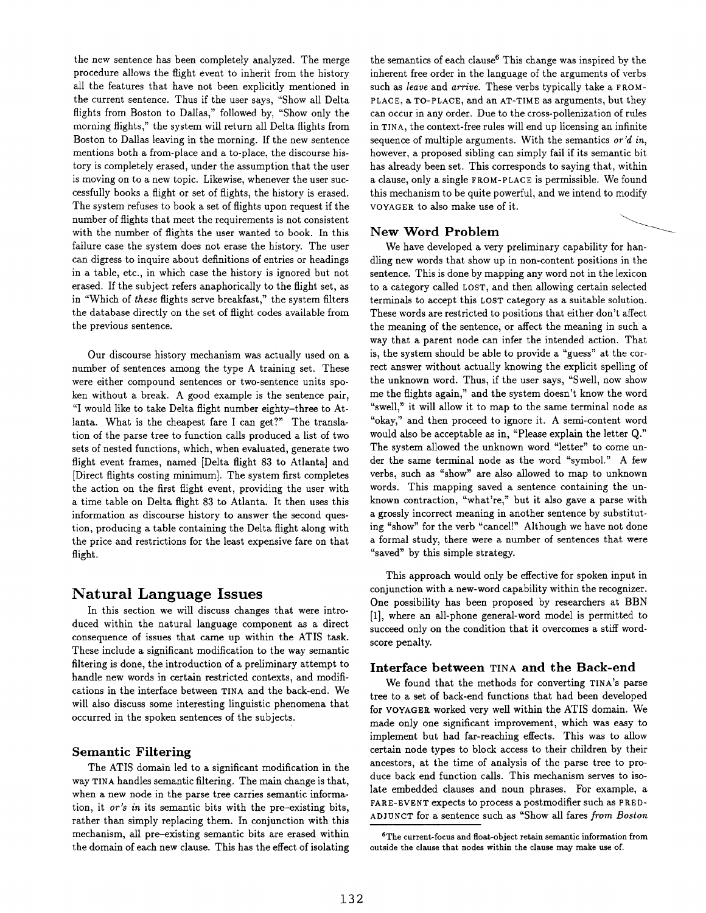the new sentence has been completely analyzed. The merge procedure allows the flight event to inherit from the history all the features that have not been explicitly mentioned in the current sentence. Thus if the user says, "Show all Delta flights from Boston to Dallas," followed by, "Show only the morning flights," the system will return all Delta flights from Boston to Dallas leaving in the morning. If the new sentence mentions both a from-place and a to-place, the discourse history is completely erased, under the assumption that the user is moving on to a new topic. Likewise, whenever the user successfully books a flight or set of flights, the history is erased. The system refuses to book a set of flights upon request if the number of flights that meet the requirements is not consistent with the number of flights the user wanted to book. In this failure case the system does not erase the history. The user can digress to inquire about definitions of entries or headings in a table, etc., in which case the history is ignored but not erased. If the subject refers anaphorically to the flight set, as in "Which of *these* flights serve breakfast," the system filters the database directly on the set of flight codes available from the previous sentence.

Our discourse history mechanism was actually used on a number of sentences among the type A training set. These were either compound sentences or two-sentence units spoken without a break. A good example is the sentence pair, "I would like to take Delta flight number eighty-three to Atlanta. What is the cheapest fare I can get?" The translation of the parse tree to function calls produced a list of two sets of nested functions, which, when evaluated, generate two flight event frames, named [Delta flight 83 to Atlanta] and [Direct flights costing minimum]. The system first completes the action on the first flight event, providing the user with a time table on Delta flight 83 to Atlanta. It then uses this information as discourse history to answer the second question, producing a table containing the Delta flight along with the price and restrictions for the least expensive fare on that flight.

## Natural Language Issues

In this section we will discuss changes that were introduced within the natural language component as a direct consequence of issues that came up within the ATIS task. These include a significant modification to the way semantic filtering is done, the introduction of a preliminary attempt to handle new words in certain restricted contexts, and modifications in the interface between TINA and the back-end. We will also discuss some interesting linguistic phenomena that occurred in the spoken sentences of the subjects.

### Semantic Filtering

The ATIS domain led to a significant modification in the way TINA handles semantic filtering. The main change is that, when a new node in the parse tree carries semantic information, it *or's in* its semantic bits with the pre-existing bits, rather than simply replacing them. In conjunction with this mechanism, all pre-existing semantic bits are erased within the domain of each new clause. This has the effect of isolating the semantics of each clause[6] This change was inspired by the inherent free order in the language of the arguments of verbs such as *leave* and *arrive*. These verbs typically take a FROM-PLACE, a TO-PLACE, and an AT-TIME as arguments, but they can occur in any order. Due to the cross-pollenization of rules in TINA, the context-free rules will end up licensing an infinite sequence of multiple arguments. With the semantics *or'd in*, however, a proposed sibling can simply fail if its semantic bit has already been set. This corresponds to saying that, within a clause, only a single FROM-PLACE is permissible. We found this mechanism to be quite powerful, and we intend to modify VOYAGER to also make use of it.

[6] The current-focus and float-object retain semantic information from outside the clause that nodes within the clause may make use of.

### New Word Problem

We have developed a very preliminary capability for handling new words that show up in non-content positions in the sentence. This is done by mapping any word not in the lexicon to a category called LOST, and then allowing certain selected terminals to accept this LOST category as a suitable solution. These words are restricted to positions that either don't affect the meaning of the sentence, or affect the meaning in such a way that a parent node can infer the intended action. That is, the system should be able to provide a "guess" at the correct answer without actually knowing the explicit spelling of the unknown word. Thus, if the user says, "Swell, now show me the flights again," and the system doesn't know the word "swell," it will allow it to map to the same terminal node as "okay," and then proceed to ignore it. A semi-content word would also be acceptable as in, "Please explain the letter Q." The system allowed the unknown word "letter" to come under the same terminal node as the word "symbol." A few verbs, such as "show" are also allowed to map to unknown words. This mapping saved a sentence containing the unknown contraction, "what're," but it also gave a parse with a grossly incorrect meaning in another sentence by substituting "show" for the verb "cancel!" Although we have not done a formal study, there were a number of sentences that were "saved" by this simple strategy.

This approach would only be effective for spoken input in conjunction with a new-word capability within the recognizer. One possibility has been proposed by researchers at BBN [1], where an all-phone general-word model is permitted to succeed only on the condition that it overcomes a stiff word-score penalty.

### Interface between TINA and the Back-end

We found that the methods for converting TINA's parse tree to a set of back-end functions that had been developed for VOYAGER worked very well within the ATIS domain. We made only one significant improvement, which was easy to implement but had far-reaching effects. This was to allow certain node types to block access to their children by their ancestors, at the time of analysis of the parse tree to produce back end function calls. This mechanism serves to isolate embedded clauses and noun phrases. For example, a FARE-EVENT expects to process a postmodifier such as PRED-ADJUNCT for a sentence such as "Show all fares *from Boston*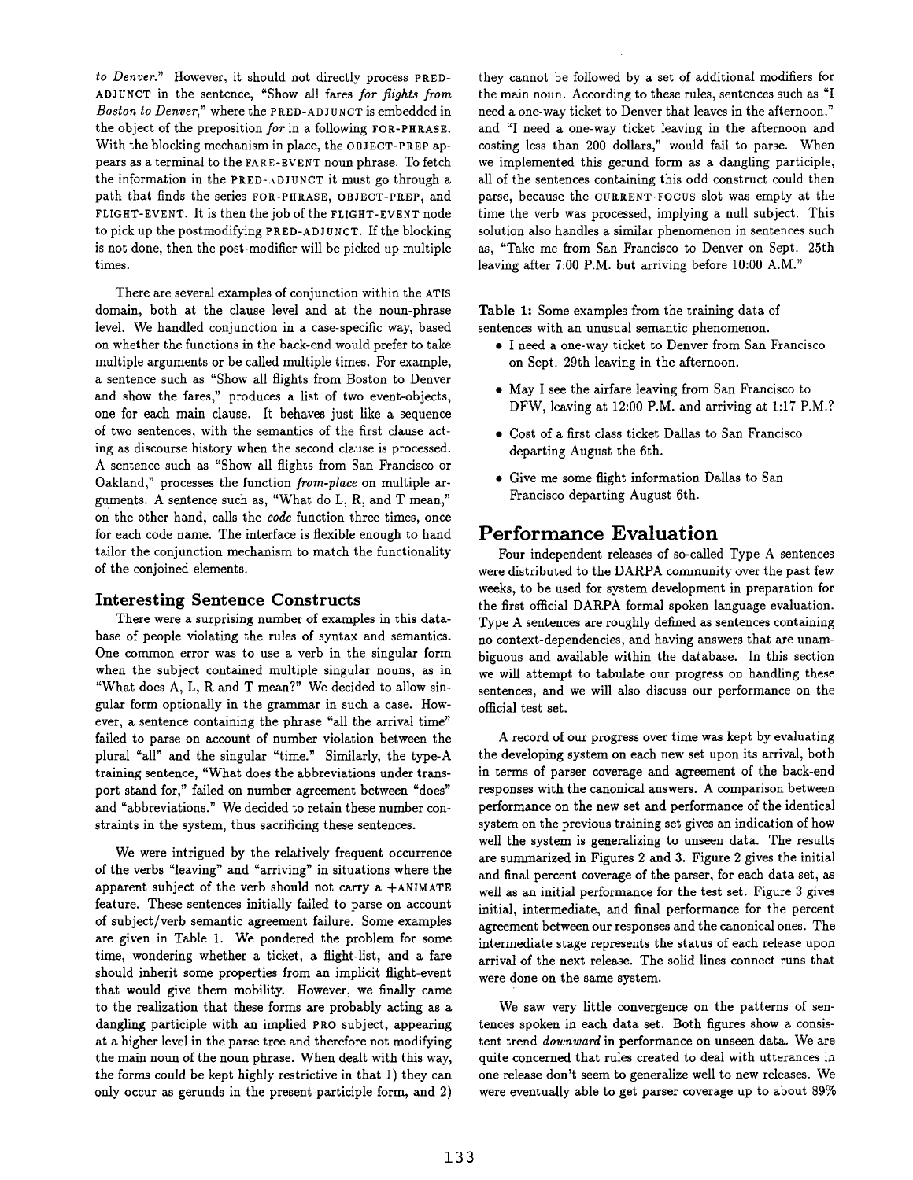*to Denver.*" However, it should not directly process PRED-ADJUNCT in the sentence, "Show all fares *for flights from Boston to Denver*," where the PRED-ADJUNCT is embedded in the object of the preposition *for* in a following FOR-PHRASE. With the blocking mechanism in place, the OBJECT-PREP appears as a terminal to the FARE-EVENT noun phrase. To fetch the information in the PRED-ADJUNCT it must go through a path that finds the series FOR-PHRASE, OBJECT-PREP, and FLIGHT-EVENT. It is then the job of the FLIGHT-EVENT node to pick up the postmodifying PRED-ADJUNCT. If the blocking is not done, then the post-modifier will be picked up multiple times.

There are several examples of conjunction within the ATIS domain, both at the clause level and at the noun-phrase level. We handled conjunction in a case-specific way, based on whether the functions in the back-end would prefer to take multiple arguments or be called multiple times. For example, a sentence such as "Show all flights from Boston to Denver and show the fares," produces a list of two event-objects, one for each main clause. It behaves just like a sequence of two sentences, with the semantics of the first clause acting as discourse history when the second clause is processed. A sentence such as "Show all flights from San Francisco or Oakland," processes the function *from-place* on multiple arguments. A sentence such as, "What do L, R, and T mean," on the other hand, calls the *code* function three times, once for each code name. The interface is flexible enough to hand tailor the conjunction mechanism to match the functionality of the conjoined elements.

### Interesting Sentence Constructs

There were a surprising number of examples in this database of people violating the rules of syntax and semantics. One common error was to use a verb in the singular form when the subject contained multiple singular nouns, as in "What does A, L, R and T mean?" We decided to allow singular form optionally in the grammar in such a case. However, a sentence containing the phrase "all the arrival time" failed to parse on account of number violation between the plural "all" and the singular "time." Similarly, the type-A training sentence, "What does the abbreviations under transport stand for," failed on number agreement between "does" and "abbreviations." We decided to retain these number constraints in the system, thus sacrificing these sentences.

We were intrigued by the relatively frequent occurrence of the verbs "leaving" and "arriving" in situations where the apparent subject of the verb should not carry a +ANIMATE feature. These sentences initially failed to parse on account of subject/verb semantic agreement failure. Some examples are given in Table 1. We pondered the problem for some time, wondering whether a ticket, a flight-list, and a fare should inherit some properties from an implicit flight-event that would give them mobility. However, we finally came to the realization that these forms are probably acting as a dangling participle with an implied PRO subject, appearing at a higher level in the parse tree and therefore not modifying the main noun of the noun phrase. When dealt with this way, the forms could be kept highly restrictive in that 1) they can only occur as gerunds in the present-participle form, and 2) they cannot be followed by a set of additional modifiers for the main noun. According to these rules, sentences such as "I need a one-way ticket to Denver that leaves in the afternoon," and "I need a one-way ticket leaving in the afternoon and costing less than 200 dollars," would fail to parse. When we implemented this gerund form as a dangling participle, all of the sentences containing this odd construct could then parse, because the CURRENT-FOCUS slot was empty at the time the verb was processed, implying a null subject. This solution also handles a similar phenomenon in sentences such as, "Take me from San Francisco to Denver on Sept. 25th leaving after 7:00 P.M. but arriving before 10:00 A.M."

**Table 1:** Some examples from the training data of sentences with an unusual semantic phenomenon.

- I need a one-way ticket to Denver from San Francisco on Sept. 29th leaving in the afternoon.
- May I see the airfare leaving from San Francisco to DFW, leaving at 12:00 P.M. and arriving at 1:17 P.M.?
- Cost of a first class ticket Dallas to San Francisco departing August the 6th.
- Give me some flight information Dallas to San Francisco departing August 6th.

## Performance Evaluation

Four independent releases of so-called Type A sentences were distributed to the DARPA community over the past few weeks, to be used for system development in preparation for the first official DARPA formal spoken language evaluation. Type A sentences are roughly defined as sentences containing no context-dependencies, and having answers that are unambiguous and available within the database. In this section we will attempt to tabulate our progress on handling these sentences, and we will also discuss our performance on the official test set.

A record of our progress over time was kept by evaluating the developing system on each new set upon its arrival, both in terms of parser coverage and agreement of the back-end responses with the canonical answers. A comparison between performance on the new set and performance of the identical system on the previous training set gives an indication of how well the system is generalizing to unseen data. The results are summarized in Figures 2 and 3. Figure 2 gives the initial and final percent coverage of the parser, for each data set, as well as an initial performance for the test set. Figure 3 gives initial, intermediate, and final performance for the percent agreement between our responses and the canonical ones. The intermediate stage represents the status of each release upon arrival of the next release. The solid lines connect runs that were done on the same system.

We saw very little convergence on the patterns of sentences spoken in each data set. Both figures show a consistent trend *downward* in performance on unseen data. We are quite concerned that rules created to deal with utterances in one release don't seem to generalize well to new releases. We were eventually able to get parser coverage up to about 89%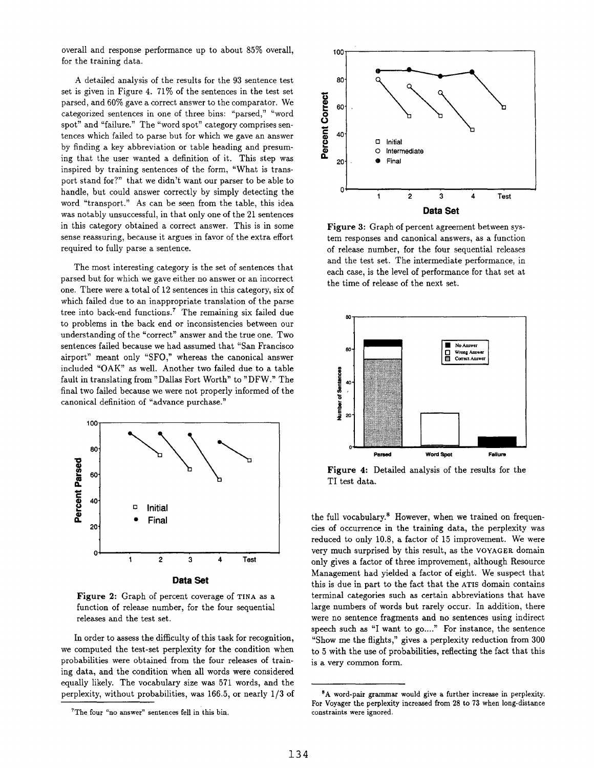overall and response performance up to about 85% overall, for the training data.

A detailed analysis of the results for the 93 sentence test set is given in Figure 4. 71% of the sentences in the test set parsed, and 60% gave a correct answer to the comparator. We categorized sentences in one of three bins: "parsed," "word spot" and "failure." The "word spot" category comprises sentences which failed to parse but for which we gave an answer by finding a key abbreviation or table heading and presuming that the user wanted a definition of it. This step was inspired by training sentences of the form, "What is transport stand for?" that we didn't want our parser to be able to handle, but could answer correctly by simply detecting the word "transport." As can be seen from the table, this idea was notably unsuccessful, in that only one of the 21 sentences in this category obtained a correct answer. This is in some sense reassuring, because it argues in favor of the extra effort required to fully parse a sentence.

The most interesting category is the set of sentences that parsed but for which we gave either no answer or an incorrect one. There were a total of 12 sentences in this category, six of which failed due to an inappropriate translation of the parse tree into back-end functions.[7] The remaining six failed due to problems in the back end or inconsistencies between our understanding of the "correct" answer and the true one. Two sentences failed because we had assumed that "San Francisco airport" meant only "SFO," whereas the canonical answer included "OAK" as well. Another two failed due to a table fault in translating from "Dallas Fort Worth" to "DFW." The final two failed because we were not properly informed of the canonical definition of "advance purchase."

**Figure 2:** Graph of percent coverage of TINA as a function of release number, for the four sequential releases and the test set.

In order to assess the difficulty of this task for recognition, we computed the test-set perplexity for the condition when probabilities were obtained from the four releases of training data, and the condition when all words were considered equally likely. The vocabulary size was 571 words, and the perplexity, without probabilities, was 166.5, or nearly 1/3 of the full vocabulary.[8] However, when we trained on frequencies of occurrence in the training data, the perplexity was reduced to only 10.8, a factor of 15 improvement. We were very much surprised by this result, as the VOYAGER domain only gives a factor of three improvement, although Resource Management had yielded a factor of eight. We suspect that this is due in part to the fact that the ATIS domain contains terminal categories such as certain abbreviations that have large numbers of words but rarely occur. In addition, there were no sentence fragments and no sentences using indirect speech such as "I want to go...." For instance, the sentence "Show me the flights," gives a perplexity reduction from 300 to 5 with the use of probabilities, reflecting the fact that this is a very common form.

**Figure 3:** Graph of percent agreement between system responses and canonical answers, as a function of release number, for the four sequential releases and the test set. The intermediate performance, in each case, is the level of performance for that set at the time of release of the next set.

**Figure 4:** Detailed analysis of the results for the TI test data.

[7] The four "no answer" sentences fell in this bin.

[8] A word-pair grammar would give a further increase in perplexity. For Voyager the perplexity increased from 28 to 73 when long-distance constraints were ignored.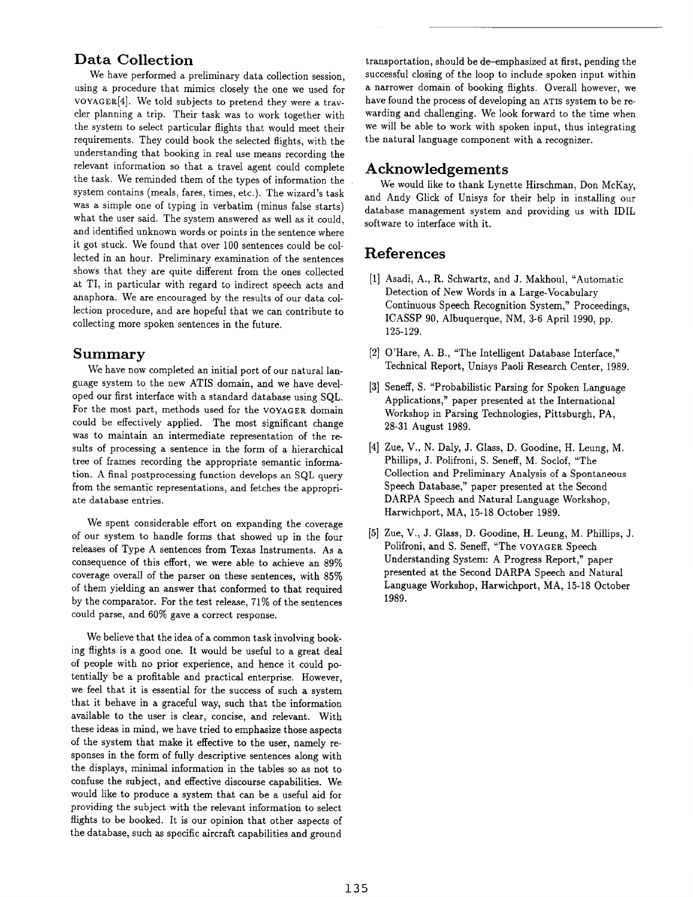## Data Collection

We have performed a preliminary data collection session, using a procedure that mimics closely the one we used for VOYAGER[4]. We told subjects to pretend they were a traveler planning a trip. Their task was to work together with the system to select particular flights that would meet their requirements. They could book the selected flights, with the understanding that booking in real use means recording the relevant information so that a travel agent could complete the task. We reminded them of the types of information the system contains (meals, fares, times, etc.). The wizard's task was a simple one of typing in verbatim (minus false starts) what the user said. The system answered as well as it could, and identified unknown words or points in the sentence where it got stuck. We found that over 100 sentences could be collected in an hour. Preliminary examination of the sentences shows that they are quite different from the ones collected at TI, in particular with regard to indirect speech acts and anaphora. We are encouraged by the results of our data collection procedure, and are hopeful that we can contribute to collecting more spoken sentences in the future.

## Summary

We have now completed an initial port of our natural language system to the new ATIS domain, and we have developed our first interface with a standard database using SQL. For the most part, methods used for the VOYAGER domain could be effectively applied. The most significant change was to maintain an intermediate representation of the results of processing a sentence in the form of a hierarchical tree of frames recording the appropriate semantic information. A final postprocessing function develops an SQL query from the semantic representations, and fetches the appropriate database entries.

We spent considerable effort on expanding the coverage of our system to handle forms that showed up in the four releases of Type A sentences from Texas Instruments. As a consequence of this effort, we were able to achieve an 89% coverage overall of the parser on these sentences, with 85% of them yielding an answer that conformed to that required by the comparator. For the test release, 71% of the sentences could parse, and 60% gave a correct response.

We believe that the idea of a common task involving booking flights is a good one. It would be useful to a great deal of people with no prior experience, and hence it could potentially be a profitable and practical enterprise. However, we feel that it is essential for the success of such a system that it behave in a graceful way, such that the information available to the user is clear, concise, and relevant. With these ideas in mind, we have tried to emphasize those aspects of the system that make it effective to the user, namely responses in the form of fully descriptive sentences along with the displays, minimal information in the tables so as not to confuse the subject, and effective discourse capabilities. We would like to produce a system that can be a useful aid for providing the subject with the relevant information to select flights to be booked. It is our opinion that other aspects of the database, such as specific aircraft capabilities and ground transportation, should be de-emphasized at first, pending the successful closing of the loop to include spoken input within a narrower domain of booking flights. Overall however, we have found the process of developing an ATIS system to be rewarding and challenging. We look forward to the time when we will be able to work with spoken input, thus integrating the natural language component with a recognizer.

## Acknowledgements

We would like to thank Lynette Hirschman, Don McKay, and Andy Glick of Unisys for their help in installing our database management system and providing us with IDIL software to interface with it.

## References

[1] Asadi, A., R. Schwartz, and J. Makhoul, "Automatic Detection of New Words in a Large-Vocabulary Continuous Speech Recognition System," Proceedings, ICASSP 90, Albuquerque, NM, 3-6 April 1990, pp. 125-129.

[2] O'Hare, A. B., "The Intelligent Database Interface," Technical Report, Unisys Paoli Research Center, 1989.

[3] Seneff, S. "Probabilistic Parsing for Spoken Language Applications," paper presented at the International Workshop in Parsing Technologies, Pittsburgh, PA, 28-31 August 1989.

[4] Zue, V., N. Daly, J. Glass, D. Goodine, H. Leung, M. Phillips, J. Polifroni, S. Seneff, M. Soclof, "The Collection and Preliminary Analysis of a Spontaneous Speech Database," paper presented at the Second DARPA Speech and Natural Language Workshop, Harwichport, MA, 15-18 October 1989.

[5] Zue, V., J. Glass, D. Goodine, H. Leung, M. Phillips, J. Polifroni, and S. Seneff, "The VOYAGER Speech Understanding System: A Progress Report," paper presented at the Second DARPA Speech and Natural Language Workshop, Harwichport, MA, 15-18 October 1989.